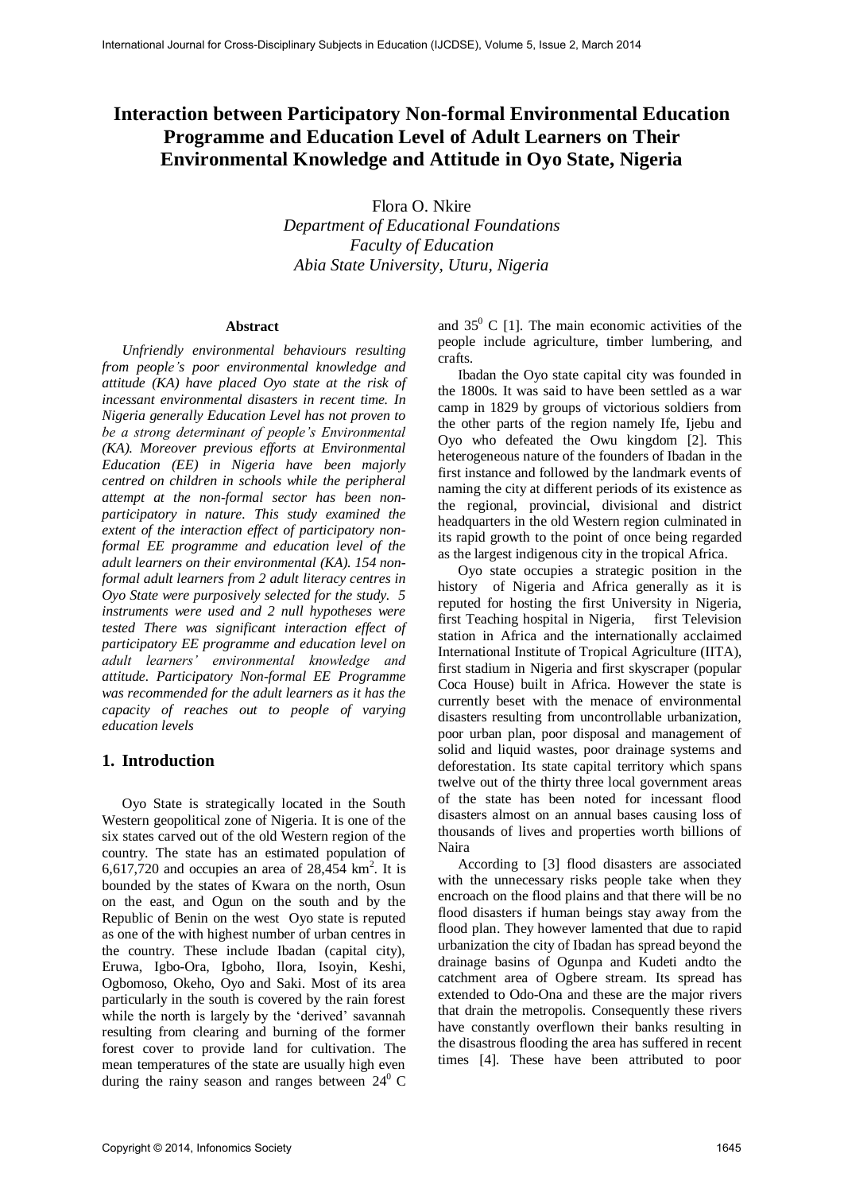# Interaction between Participatory Non-formal Environmental Education Programme and Education Level of Adult Learners on Their Environmental Knowledge and Attitude in Oyo State, Nigeria

Flora O. Nkire
*Department of Educational Foundations*
*Faculty of Education*
*Abia State University, Uturu, Nigeria*

### Abstract

*Unfriendly environmental behaviours resulting from people's poor environmental knowledge and attitude (KA) have placed Oyo state at the risk of incessant environmental disasters in recent time. In Nigeria generally Education Level has not proven to be a strong determinant of people's Environmental (KA). Moreover previous efforts at Environmental Education (EE) in Nigeria have been majorly centred on children in schools while the peripheral attempt at the non-formal sector has been non-participatory in nature. This study examined the extent of the interaction effect of participatory non-formal EE programme and education level of the adult learners on their environmental (KA). 154 non-formal adult learners from 2 adult literacy centres in Oyo State were purposively selected for the study. 5 instruments were used and 2 null hypotheses were tested There was significant interaction effect of participatory EE programme and education level on adult learners' environmental knowledge and attitude. Participatory Non-formal EE Programme was recommended for the adult learners as it has the capacity of reaches out to people of varying education levels*

## 1. Introduction

Oyo State is strategically located in the South Western geopolitical zone of Nigeria. It is one of the six states carved out of the old Western region of the country. The state has an estimated population of 6,617,720 and occupies an area of 28,454 km$^2$. It is bounded by the states of Kwara on the north, Osun on the east, and Ogun on the south and by the Republic of Benin on the west Oyo state is reputed as one of the with highest number of urban centres in the country. These include Ibadan (capital city), Eruwa, Igbo-Ora, Igboho, Ilora, Isoyin, Keshi, Ogbomoso, Okeho, Oyo and Saki. Most of its area particularly in the south is covered by the rain forest while the north is largely by the 'derived' savannah resulting from clearing and burning of the former forest cover to provide land for cultivation. The mean temperatures of the state are usually high even during the rainy season and ranges between 24$^0$ C and 35$^0$ C [1]. The main economic activities of the people include agriculture, timber lumbering, and crafts.

Ibadan the Oyo state capital city was founded in the 1800s. It was said to have been settled as a war camp in 1829 by groups of victorious soldiers from the other parts of the region namely Ife, Ijebu and Oyo who defeated the Owu kingdom [2]. This heterogeneous nature of the founders of Ibadan in the first instance and followed by the landmark events of naming the city at different periods of its existence as the regional, provincial, divisional and district headquarters in the old Western region culminated in its rapid growth to the point of once being regarded as the largest indigenous city in the tropical Africa.

Oyo state occupies a strategic position in the history of Nigeria and Africa generally as it is reputed for hosting the first University in Nigeria, first Teaching hospital in Nigeria, first Television station in Africa and the internationally acclaimed International Institute of Tropical Agriculture (IITA), first stadium in Nigeria and first skyscraper (popular Coca House) built in Africa. However the state is currently beset with the menace of environmental disasters resulting from uncontrollable urbanization, poor urban plan, poor disposal and management of solid and liquid wastes, poor drainage systems and deforestation. Its state capital territory which spans twelve out of the thirty three local government areas of the state has been noted for incessant flood disasters almost on an annual bases causing loss of thousands of lives and properties worth billions of Naira

According to [3] flood disasters are associated with the unnecessary risks people take when they encroach on the flood plains and that there will be no flood disasters if human beings stay away from the flood plan. They however lamented that due to rapid urbanization the city of Ibadan has spread beyond the drainage basins of Ogunpa and Kudeti andto the catchment area of Ogbere stream. Its spread has extended to Odo-Ona and these are the major rivers that drain the metropolis. Consequently these rivers have constantly overflown their banks resulting in the disastrous flooding the area has suffered in recent times [4]. These have been attributed to poor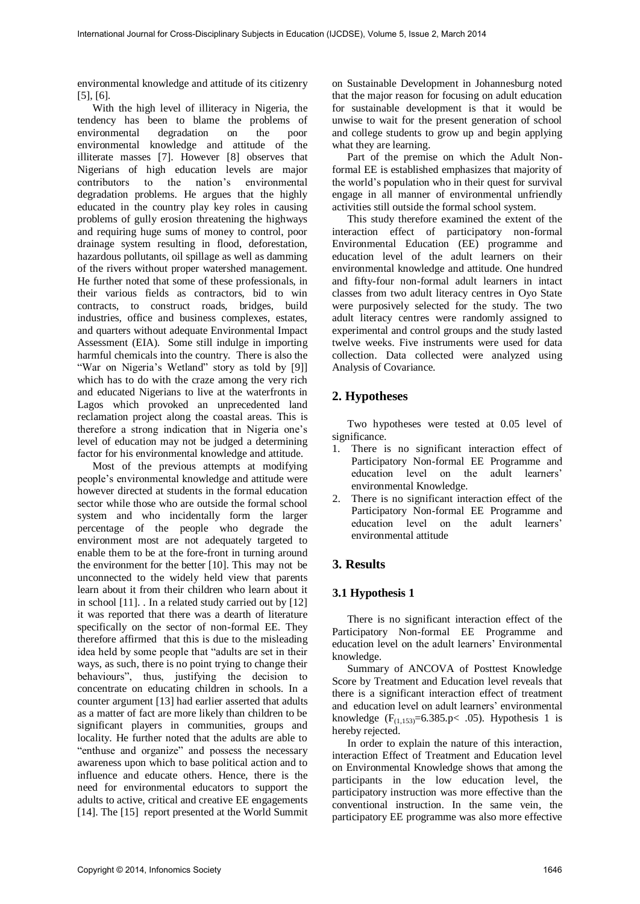environmental knowledge and attitude of its citizenry [5], [6].

With the high level of illiteracy in Nigeria, the tendency has been to blame the problems of environmental degradation on the poor environmental knowledge and attitude of the illiterate masses [7]. However [8] observes that Nigerians of high education levels are major contributors to the nation's environmental degradation problems. He argues that the highly educated in the country play key roles in causing problems of gully erosion threatening the highways and requiring huge sums of money to control, poor drainage system resulting in flood, deforestation, hazardous pollutants, oil spillage as well as damming of the rivers without proper watershed management. He further noted that some of these professionals, in their various fields as contractors, bid to win contracts, to construct roads, bridges, build industries, office and business complexes, estates, and quarters without adequate Environmental Impact Assessment (EIA). Some still indulge in importing harmful chemicals into the country. There is also the "War on Nigeria's Wetland" story as told by [9]] which has to do with the craze among the very rich and educated Nigerians to live at the waterfronts in Lagos which provoked an unprecedented land reclamation project along the coastal areas. This is therefore a strong indication that in Nigeria one's level of education may not be judged a determining factor for his environmental knowledge and attitude.

Most of the previous attempts at modifying people's environmental knowledge and attitude were however directed at students in the formal education sector while those who are outside the formal school system and who incidentally form the larger percentage of the people who degrade the environment most are not adequately targeted to enable them to be at the fore-front in turning around the environment for the better [10]. This may not be unconnected to the widely held view that parents learn about it from their children who learn about it in school [11]. . In a related study carried out by [12] it was reported that there was a dearth of literature specifically on the sector of non-formal EE. They therefore affirmed that this is due to the misleading idea held by some people that "adults are set in their ways, as such, there is no point trying to change their behaviours", thus, justifying the decision to concentrate on educating children in schools. In a counter argument [13] had earlier asserted that adults as a matter of fact are more likely than children to be significant players in communities, groups and locality. He further noted that the adults are able to "enthuse and organize" and possess the necessary awareness upon which to base political action and to influence and educate others. Hence, there is the need for environmental educators to support the adults to active, critical and creative EE engagements [14]. The [15] report presented at the World Summit on Sustainable Development in Johannesburg noted that the major reason for focusing on adult education for sustainable development is that it would be unwise to wait for the present generation of school and college students to grow up and begin applying what they are learning.

Part of the premise on which the Adult Non-formal EE is established emphasizes that majority of the world's population who in their quest for survival engage in all manner of environmental unfriendly activities still outside the formal school system.

This study therefore examined the extent of the interaction effect of participatory non-formal Environmental Education (EE) programme and education level of the adult learners on their environmental knowledge and attitude. One hundred and fifty-four non-formal adult learners in intact classes from two adult literacy centres in Oyo State were purposively selected for the study. The two adult literacy centres were randomly assigned to experimental and control groups and the study lasted twelve weeks. Five instruments were used for data collection. Data collected were analyzed using Analysis of Covariance.

## 2. Hypotheses

Two hypotheses were tested at 0.05 level of significance.

1. There is no significant interaction effect of Participatory Non-formal EE Programme and education level on the adult learners' environmental Knowledge.
2. There is no significant interaction effect of the Participatory Non-formal EE Programme and education level on the adult learners' environmental attitude

## 3. Results

### 3.1 Hypothesis 1

There is no significant interaction effect of the Participatory Non-formal EE Programme and education level on the adult learners' Environmental knowledge.

Summary of ANCOVA of Posttest Knowledge Score by Treatment and Education level reveals that there is a significant interaction effect of treatment and education level on adult learners' environmental knowledge ($F_{(1,153)}$=6.385.p< .05). Hypothesis 1 is hereby rejected.

In order to explain the nature of this interaction, interaction Effect of Treatment and Education level on Environmental Knowledge shows that among the participants in the low education level, the participatory instruction was more effective than the conventional instruction. In the same vein, the participatory EE programme was also more effective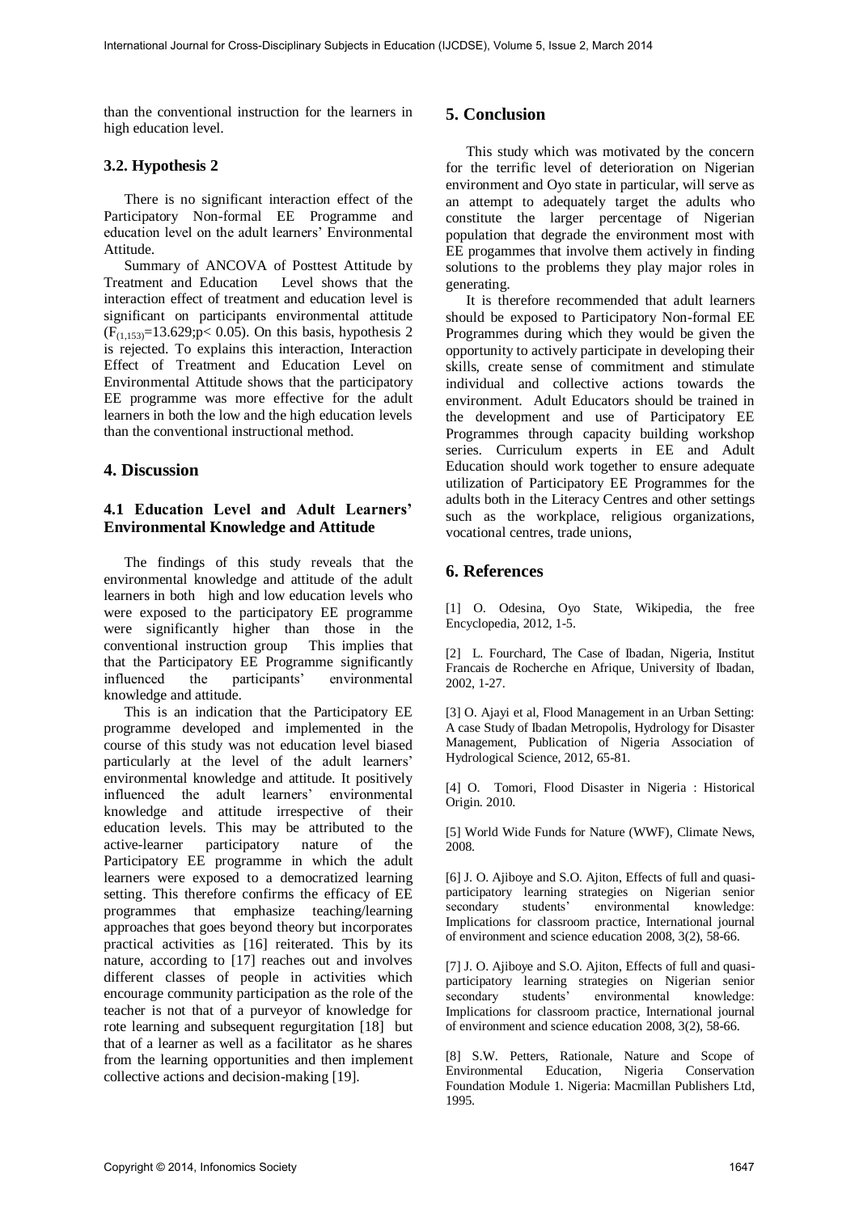than the conventional instruction for the learners in high education level.

### 3.2. Hypothesis 2

There is no significant interaction effect of the Participatory Non-formal EE Programme and education level on the adult learners' Environmental Attitude.

Summary of ANCOVA of Posttest Attitude by Treatment and Education Level shows that the interaction effect of treatment and education level is significant on participants environmental attitude ($F_{(1,153)}$=13.629;$p< 0.05$). On this basis, hypothesis 2 is rejected. To explains this interaction, Interaction Effect of Treatment and Education Level on Environmental Attitude shows that the participatory EE programme was more effective for the adult learners in both the low and the high education levels than the conventional instructional method.

## 4. Discussion

### 4.1 Education Level and Adult Learners' Environmental Knowledge and Attitude

The findings of this study reveals that the environmental knowledge and attitude of the adult learners in both high and low education levels who were exposed to the participatory EE programme were significantly higher than those in the conventional instruction group This implies that that the Participatory EE Programme significantly influenced the participants' environmental knowledge and attitude.

This is an indication that the Participatory EE programme developed and implemented in the course of this study was not education level biased particularly at the level of the adult learners' environmental knowledge and attitude. It positively influenced the adult learners' environmental knowledge and attitude irrespective of their education levels. This may be attributed to the active-learner participatory nature of the Participatory EE programme in which the adult learners were exposed to a democratized learning setting. This therefore confirms the efficacy of EE programmes that emphasize teaching/learning approaches that goes beyond theory but incorporates practical activities as [16] reiterated. This by its nature, according to [17] reaches out and involves different classes of people in activities which encourage community participation as the role of the teacher is not that of a purveyor of knowledge for rote learning and subsequent regurgitation [18] but that of a learner as well as a facilitator as he shares from the learning opportunities and then implement collective actions and decision-making [19].

## 5. Conclusion

This study which was motivated by the concern for the terrific level of deterioration on Nigerian environment and Oyo state in particular, will serve as an attempt to adequately target the adults who constitute the larger percentage of Nigerian population that degrade the environment most with EE progammes that involve them actively in finding solutions to the problems they play major roles in generating.

It is therefore recommended that adult learners should be exposed to Participatory Non-formal EE Programmes during which they would be given the opportunity to actively participate in developing their skills, create sense of commitment and stimulate individual and collective actions towards the environment. Adult Educators should be trained in the development and use of Participatory EE Programmes through capacity building workshop series. Curriculum experts in EE and Adult Education should work together to ensure adequate utilization of Participatory EE Programmes for the adults both in the Literacy Centres and other settings such as the workplace, religious organizations, vocational centres, trade unions,

## 6. References

[1] O. Odesina, Oyo State, Wikipedia, the free Encyclopedia, 2012, 1-5.

[2] L. Fourchard, The Case of Ibadan, Nigeria, Institut Francais de Rocherche en Afrique, University of Ibadan, 2002, 1-27.

[3] O. Ajayi et al, Flood Management in an Urban Setting: A case Study of Ibadan Metropolis, Hydrology for Disaster Management, Publication of Nigeria Association of Hydrological Science, 2012, 65-81.

[4] O. Tomori, Flood Disaster in Nigeria : Historical Origin. 2010.

[5] World Wide Funds for Nature (WWF), Climate News, 2008.

[6] J. O. Ajiboye and S.O. Ajiton, Effects of full and quasi-participatory learning strategies on Nigerian senior secondary students' environmental knowledge: Implications for classroom practice, International journal of environment and science education 2008, 3(2), 58-66.

[7] J. O. Ajiboye and S.O. Ajiton, Effects of full and quasi-participatory learning strategies on Nigerian senior secondary students' environmental knowledge: Implications for classroom practice, International journal of environment and science education 2008, 3(2), 58-66.

[8] S.W. Petters, Rationale, Nature and Scope of Environmental Education, Nigeria Conservation Foundation Module 1. Nigeria: Macmillan Publishers Ltd, 1995.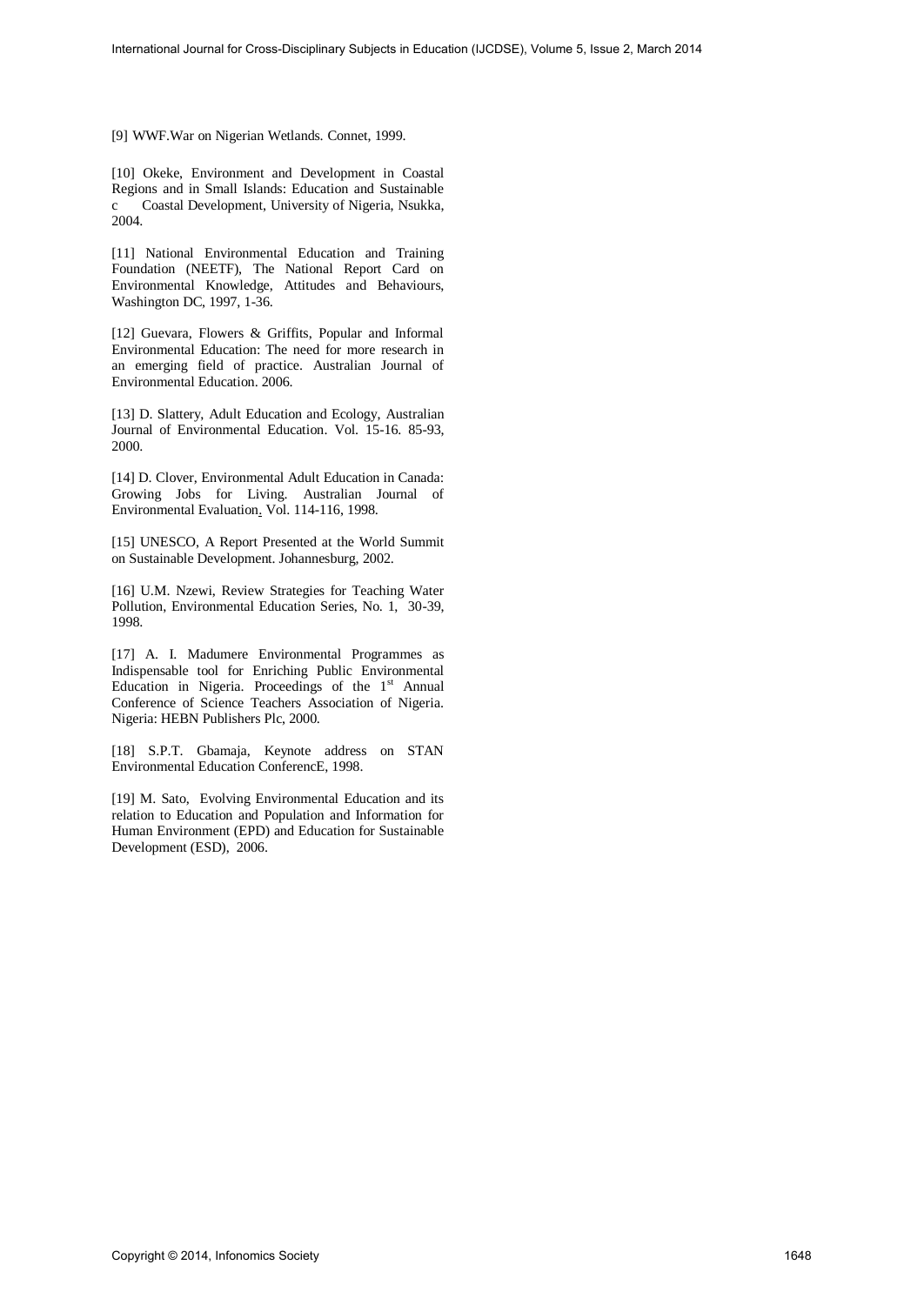[9] WWF.War on Nigerian Wetlands. Connet, 1999.

[10] Okeke, Environment and Development in Coastal Regions and in Small Islands: Education and Sustainable c Coastal Development, University of Nigeria, Nsukka, 2004.

[11] National Environmental Education and Training Foundation (NEETF), The National Report Card on Environmental Knowledge, Attitudes and Behaviours, Washington DC, 1997, 1-36.

[12] Guevara, Flowers & Griffits, Popular and Informal Environmental Education: The need for more research in an emerging field of practice. Australian Journal of Environmental Education. 2006.

[13] D. Slattery, Adult Education and Ecology, Australian Journal of Environmental Education. Vol. 15-16. 85-93, 2000.

[14] D. Clover, Environmental Adult Education in Canada: Growing Jobs for Living. Australian Journal of Environmental Evaluation. Vol. 114-116, 1998.

[15] UNESCO, A Report Presented at the World Summit on Sustainable Development. Johannesburg, 2002.

[16] U.M. Nzewi, Review Strategies for Teaching Water Pollution, Environmental Education Series, No. 1, 30-39, 1998.

[17] A. I. Madumere Environmental Programmes as Indispensable tool for Enriching Public Environmental Education in Nigeria. Proceedings of the 1st Annual Conference of Science Teachers Association of Nigeria. Nigeria: HEBN Publishers Plc, 2000.

[18] S.P.T. Gbamaja, Keynote address on STAN Environmental Education ConferencE, 1998.

[19] M. Sato, Evolving Environmental Education and its relation to Education and Population and Information for Human Environment (EPD) and Education for Sustainable Development (ESD), 2006.